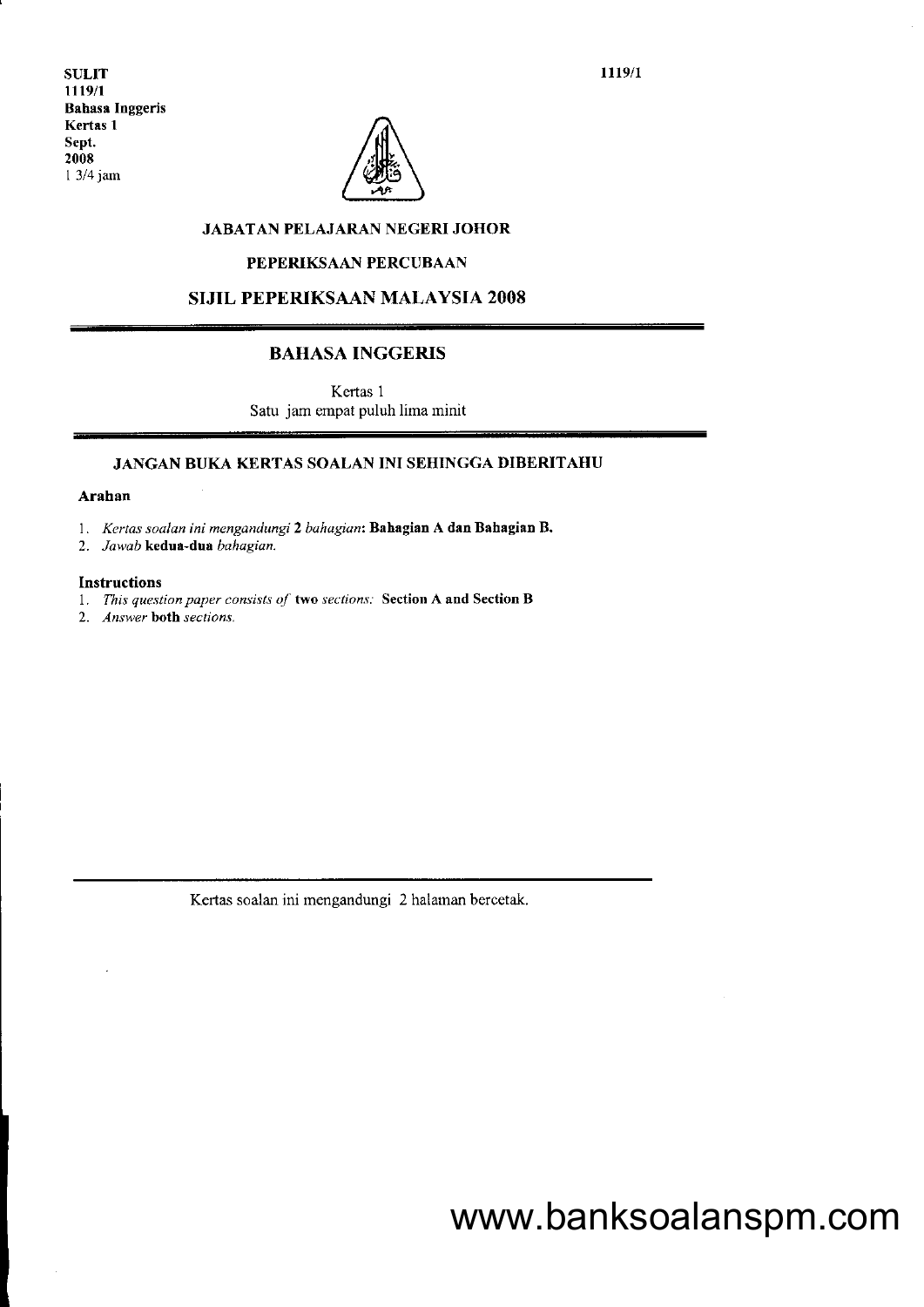**SULIT**
**1119/1**
**Bahasa Inggeris**
**Kertas 1**
**Sept.**
**2008**
1 3/4 jam

**1119/1**

## JABATAN PELAJARAN NEGERI JOHOR

## PEPERIKSAAN PERCUBAAN

## SIJIL PEPERIKSAAN MALAYSIA 2008

## BAHASA INGGERIS

Kertas 1
Satu jam empat puluh lima minit

### JANGAN BUKA KERTAS SOALAN INI SEHINGGA DIBERITAHU

**Arahan**

1. *Kertas soalan ini mengandungi* **2** *bahagian*: **Bahagian A dan Bahagian B.**
2. *Jawab* **kedua-dua** *bahagian.*

**Instructions**

1. *This question paper consists of* **two** *sections:* **Section A and Section B**
2. *Answer* **both** *sections.*

Kertas soalan ini mengandungi 2 halaman bercetak.

www.banksoalanspm.com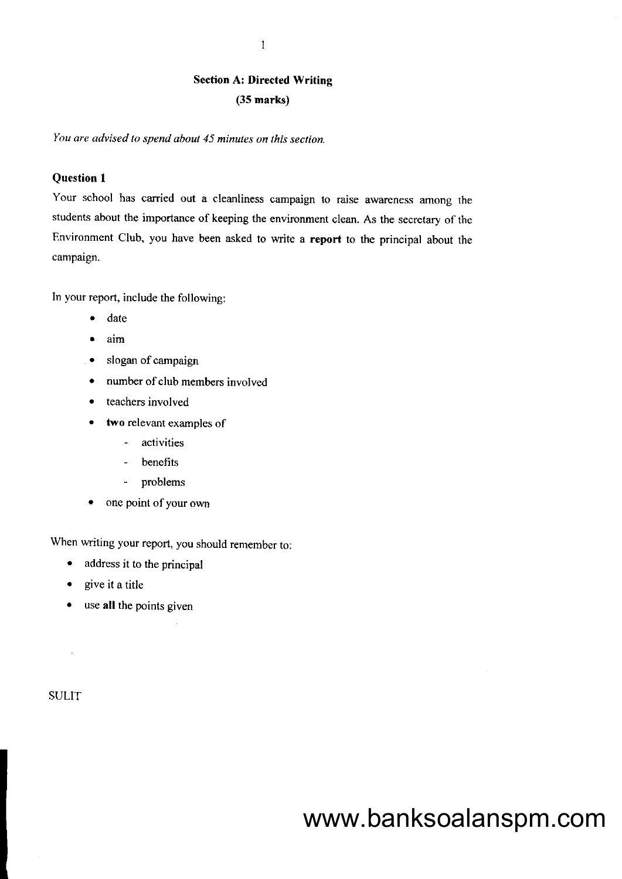## Section A: Directed Writing

**(35 marks)**

*You are advised to spend about 45 minutes on this section.*

### Question 1

Your school has carried out a cleanliness campaign to raise awareness among the students about the importance of keeping the environment clean. As the secretary of the Environment Club, you have been asked to write a **report** to the principal about the campaign.

In your report, include the following:

- date
- aim
- slogan of campaign
- number of club members involved
- teachers involved
- **two** relevant examples of
  - activities
  - benefits
  - problems
- one point of your own

When writing your report, you should remember to:

- address it to the principal
- give it a title
- use **all** the points given

SULIT

www.banksoalanspm.com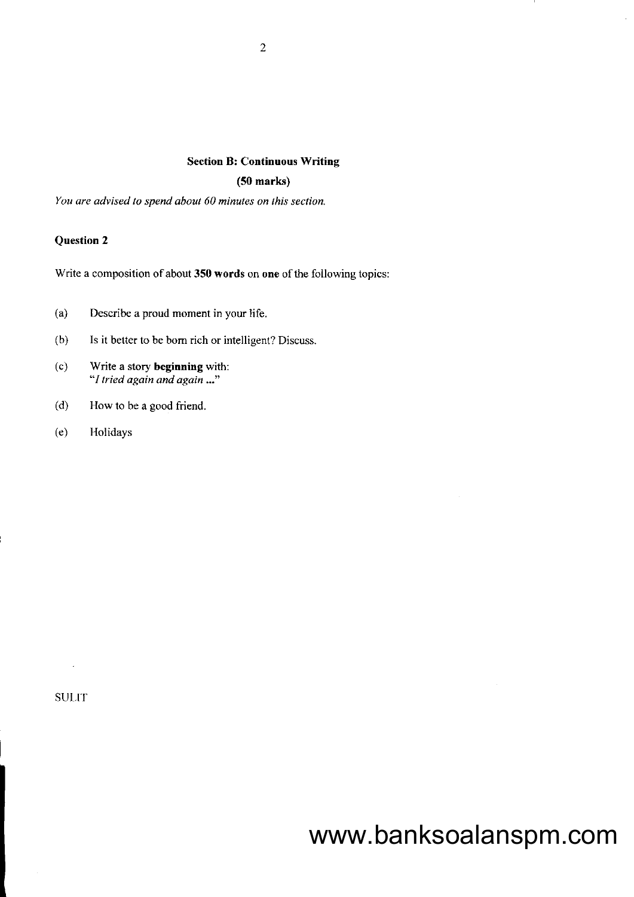**Section B: Continuous Writing**

**(50 marks)**

*You are advised to spend about 60 minutes on this section.*

**Question 2**

Write a composition of about **350 words** on **one** of the following topics:

(a) Describe a proud moment in your life.

(b) Is it better to be born rich or intelligent? Discuss.

(c) Write a story **beginning** with:
*"I tried again and again ..."*

(d) How to be a good friend.

(e) Holidays

SULIT

www.banksoalanspm.com